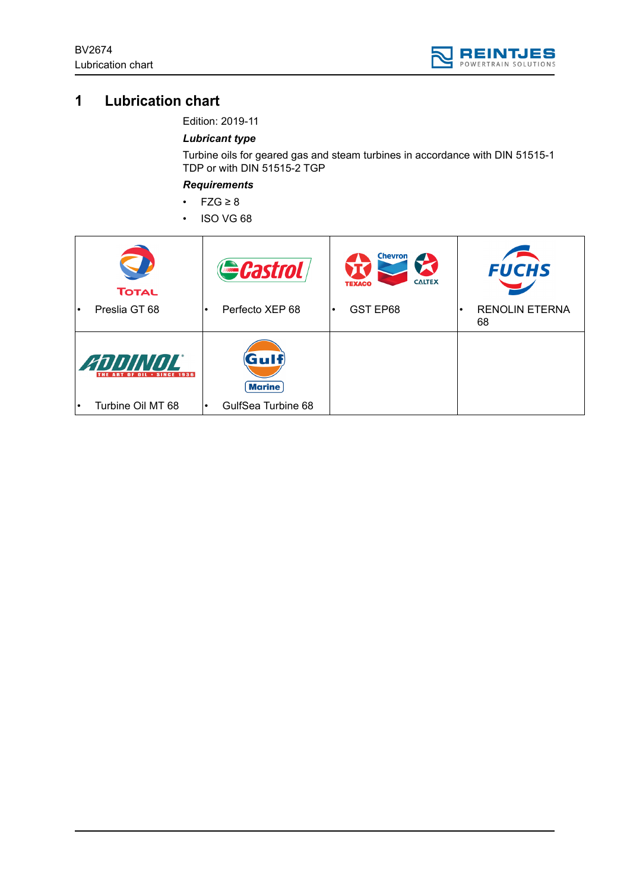# 1 Lubrication chart

Edition: 2019-11

***Lubricant type***

Turbine oils for geared gas and steam turbines in accordance with DIN 51515-1 TDP or with DIN 51515-2 TGP

***Requirements***

- FZG ≥ 8
- ISO VG 68

| TOTAL | Castrol | TEXACO Chevron CALTEX | FUCHS |
|---|---|---|---|
| • Preslia GT 68 | • Perfecto XEP 68 | • GST EP68 | • RENOLIN ETERNA 68 |
| ADDINOL THE ART OF OIL • SINCE 1936 | Gulf Marine | | |
| • Turbine Oil MT 68 | • GulfSea Turbine 68 | | |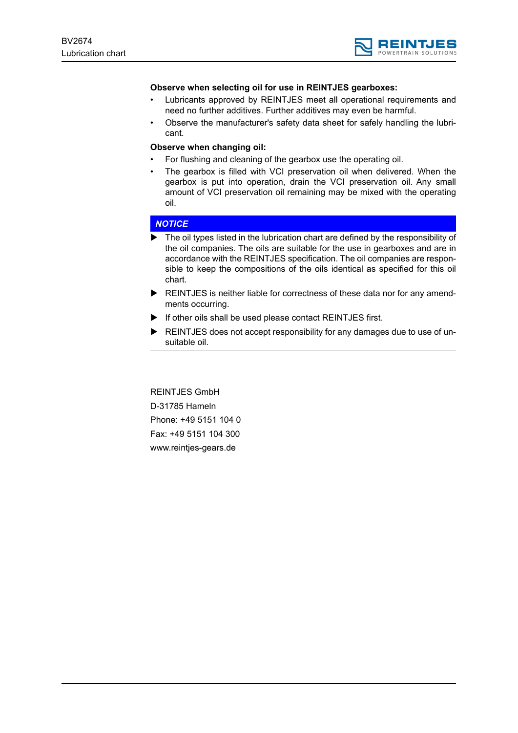**Observe when selecting oil for use in REINTJES gearboxes:**

- Lubricants approved by REINTJES meet all operational requirements and need no further additives. Further additives may even be harmful.
- Observe the manufacturer's safety data sheet for safely handling the lubricant.

**Observe when changing oil:**

- For flushing and cleaning of the gearbox use the operating oil.
- The gearbox is filled with VCI preservation oil when delivered. When the gearbox is put into operation, drain the VCI preservation oil. Any small amount of VCI preservation oil remaining may be mixed with the operating oil.

***NOTICE***

- ▶ The oil types listed in the lubrication chart are defined by the responsibility of the oil companies. The oils are suitable for the use in gearboxes and are in accordance with the REINTJES specification. The oil companies are responsible to keep the compositions of the oils identical as specified for this oil chart.
- ▶ REINTJES is neither liable for correctness of these data nor for any amendments occurring.
- ▶ If other oils shall be used please contact REINTJES first.
- ▶ REINTJES does not accept responsibility for any damages due to use of unsuitable oil.

REINTJES GmbH

D-31785 Hameln

Phone: +49 5151 104 0

Fax: +49 5151 104 300

www.reintjes-gears.de